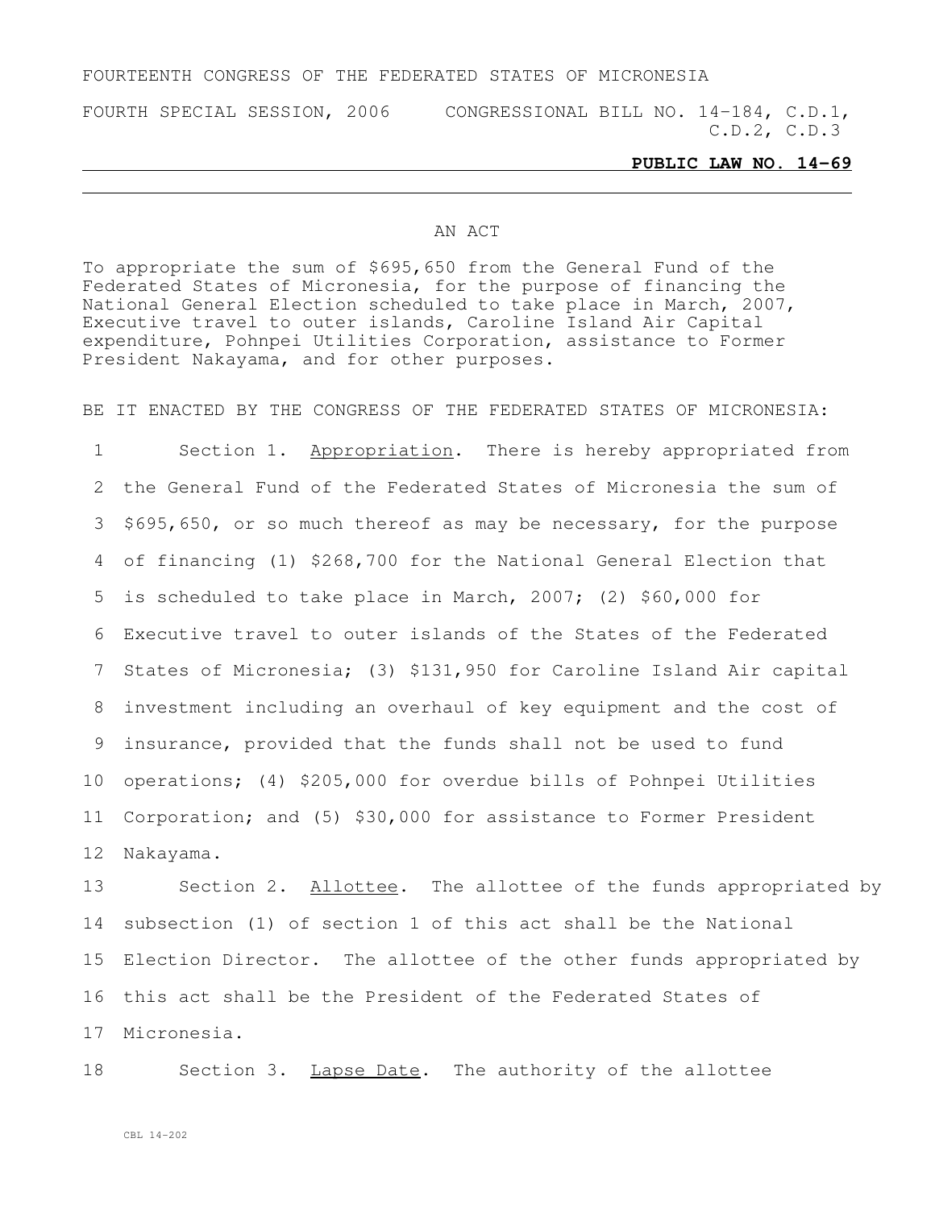FOURTEENTH CONGRESS OF THE FEDERATED STATES OF MICRONESIA

FOURTH SPECIAL SESSION, 2006 CONGRESSIONAL BILL NO. 14-184, C.D.1, C.D.2, C.D.3

**PUBLIC LAW NO. 14-69**

AN ACT

To appropriate the sum of $695,650 from the General Fund of the Federated States of Micronesia, for the purpose of financing the National General Election scheduled to take place in March, 2007, Executive travel to outer islands, Caroline Island Air Capital expenditure, Pohnpei Utilities Corporation, assistance to Former President Nakayama, and for other purposes.

BE IT ENACTED BY THE CONGRESS OF THE FEDERATED STATES OF MICRONESIA:

Section 1. Appropriation. There is hereby appropriated from the General Fund of the Federated States of Micronesia the sum of $695,650, or so much thereof as may be necessary, for the purpose of financing (1) $268,700 for the National General Election that is scheduled to take place in March, 2007; (2) $60,000 for Executive travel to outer islands of the States of the Federated States of Micronesia; (3) $131,950 for Caroline Island Air capital investment including an overhaul of key equipment and the cost of insurance, provided that the funds shall not be used to fund operations; (4) $205,000 for overdue bills of Pohnpei Utilities Corporation; and (5) $30,000 for assistance to Former President Nakayama.

Section 2. Allottee. The allottee of the funds appropriated by subsection (1) of section 1 of this act shall be the National Election Director. The allottee of the other funds appropriated by this act shall be the President of the Federated States of Micronesia.

Section 3. Lapse Date. The authority of the allottee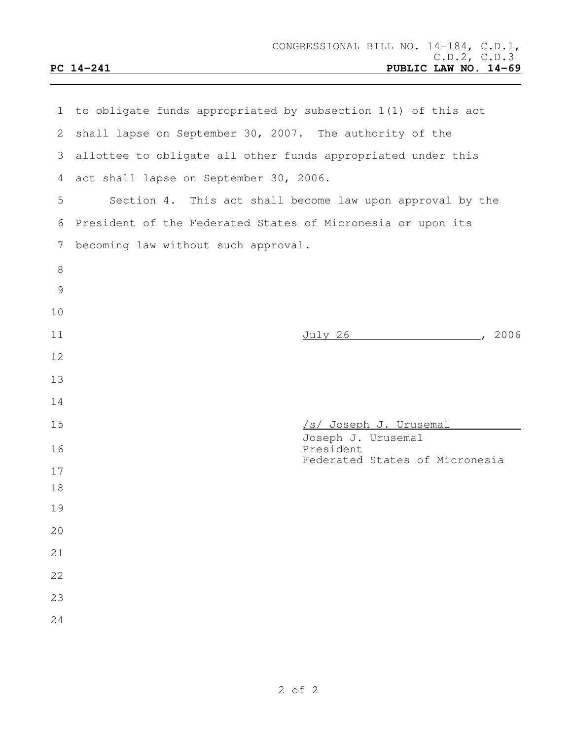to obligate funds appropriated by subsection 1(1) of this act shall lapse on September 30, 2007. The authority of the allottee to obligate all other funds appropriated under this act shall lapse on September 30, 2006.

Section 4. This act shall become law upon approval by the President of the Federated States of Micronesia or upon its becoming law without such approval.

July 26, 2006

/s/ Joseph J. Urusemal
Joseph J. Urusemal
President
Federated States of Micronesia